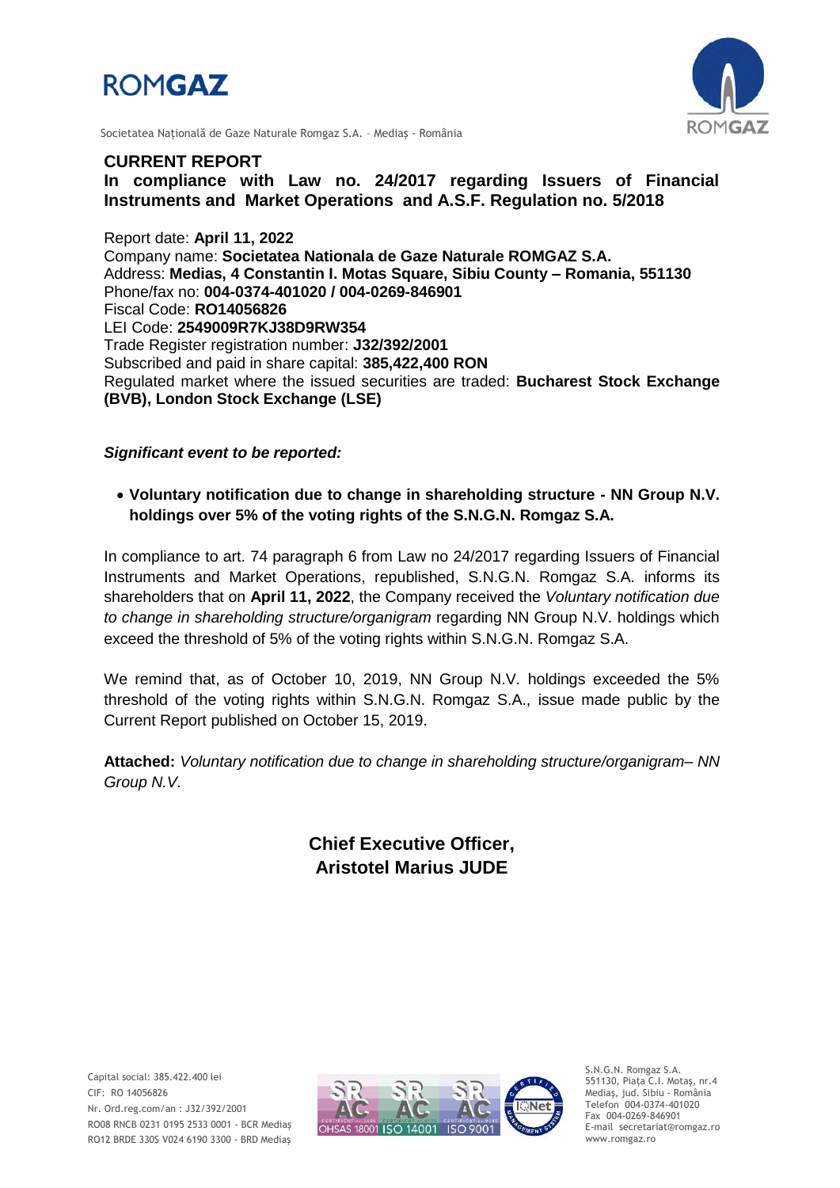# ROMGAZ

Societatea Națională de Gaze Naturale Romgaz S.A. – Mediaș - România

## CURRENT REPORT

**In compliance with Law no. 24/2017 regarding Issuers of Financial Instruments and Market Operations and A.S.F. Regulation no. 5/2018**

Report date: **April 11, 2022**
Company name: **Societatea Nationala de Gaze Naturale ROMGAZ S.A.**
Address: **Medias, 4 Constantin I. Motas Square, Sibiu County – Romania, 551130**
Phone/fax no: **004-0374-401020 / 004-0269-846901**
Fiscal Code: **RO14056826**
LEI Code: **2549009R7KJ38D9RW354**
Trade Register registration number: **J32/392/2001**
Subscribed and paid in share capital: **385,422,400 RON**
Regulated market where the issued securities are traded: **Bucharest Stock Exchange (BVB), London Stock Exchange (LSE)**

***Significant event to be reported:***

- **Voluntary notification due to change in shareholding structure - NN Group N.V. holdings over 5% of the voting rights of the S.N.G.N. Romgaz S.A.**

In compliance to art. 74 paragraph 6 from Law no 24/2017 regarding Issuers of Financial Instruments and Market Operations, republished, S.N.G.N. Romgaz S.A. informs its shareholders that on **April 11, 2022**, the Company received the *Voluntary notification due to change in shareholding structure/organigram* regarding NN Group N.V. holdings which exceed the threshold of 5% of the voting rights within S.N.G.N. Romgaz S.A.

We remind that, as of October 10, 2019, NN Group N.V. holdings exceeded the 5% threshold of the voting rights within S.N.G.N. Romgaz S.A., issue made public by the Current Report published on October 15, 2019.

**Attached:** *Voluntary notification due to change in shareholding structure/organigram– NN Group N.V.*

**Chief Executive Officer,**
**Aristotel Marius JUDE**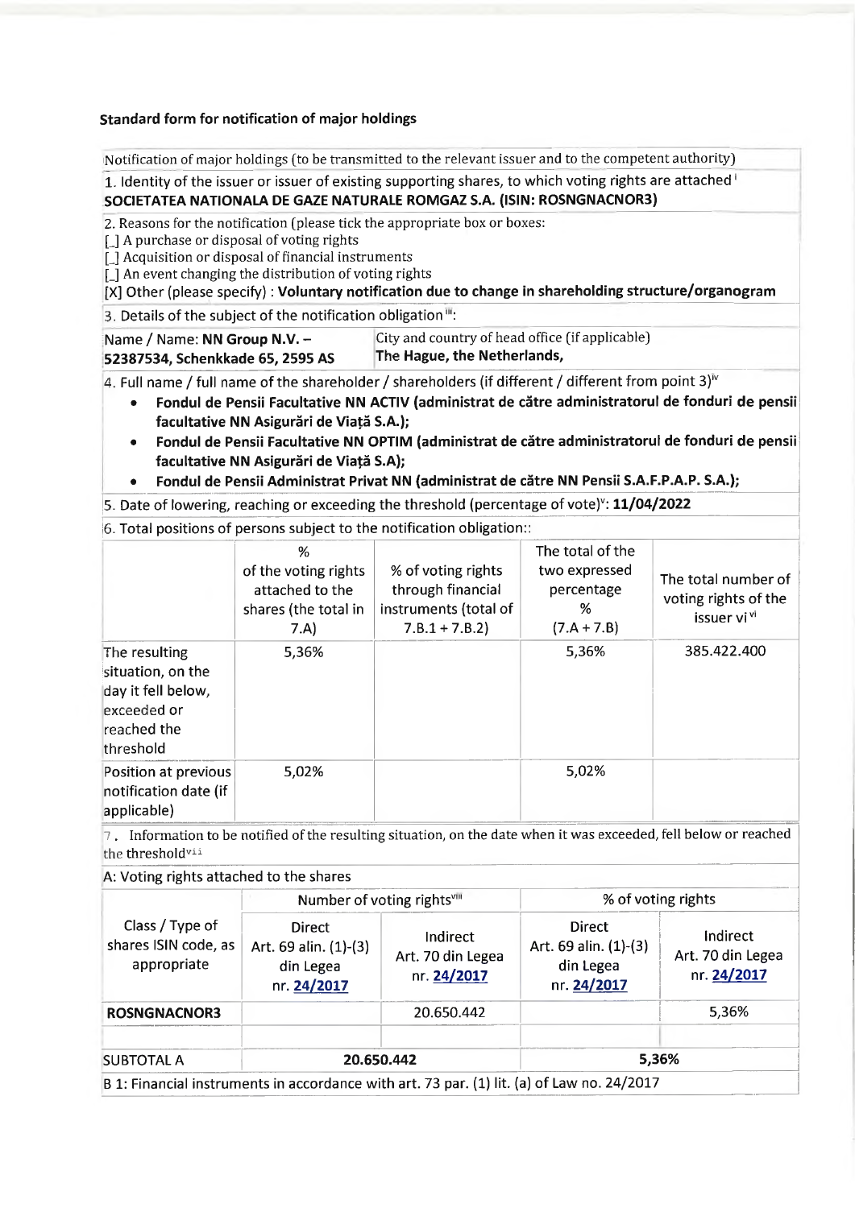**Standard form for notification of major holdings**

Notification of major holdings (to be transmitted to the relevant issuer and to the competent authority)

1. Identity of the issuer or issuer of existing supporting shares, to which voting rights are attached [i]
**SOCIETATEA NATIONALA DE GAZE NATURALE ROMGAZ S.A. (ISIN: ROSNGNACNOR3)**

2. Reasons for the notification (please tick the appropriate box or boxes:

[ ] A purchase or disposal of voting rights
[ ] Acquisition or disposal of financial instruments
[ ] An event changing the distribution of voting rights
[X] Other (please specify) : **Voluntary notification due to change in shareholding structure/organogram**

3. Details of the subject of the notification obligation [iii]:

| Name / Name: **NN Group N.V. – 52387534, Schenkkade 65, 2595 AS** | City and country of head office (if applicable) **The Hague, the Netherlands,** |
|---|---|

4. Full name / full name of the shareholder / shareholders (if different / different from point 3)[iv]

- **Fondul de Pensii Facultative NN ACTIV (administrat de către administratorul de fonduri de pensii facultative NN Asigurări de Viață S.A.);**
- **Fondul de Pensii Facultative NN OPTIM (administrat de către administratorul de fonduri de pensii facultative NN Asigurări de Viață S.A);**
- **Fondul de Pensii Administrat Privat NN (administrat de către NN Pensii S.A.F.P.A.P. S.A.);**

5. Date of lowering, reaching or exceeding the threshold (percentage of vote)[v]: **11/04/2022**

6. Total positions of persons subject to the notification obligation::

| | % of the voting rights attached to the shares (the total in 7.A) | % of voting rights through financial instruments (total of 7.B.1 + 7.B.2) | The total of the two expressed percentage % (7.A + 7.B) | The total number of voting rights of the issuer vi [vi] |
|---|---|---|---|---|
| The resulting situation, on the day it fell below, exceeded or reached the threshold | 5,36% | | 5,36% | 385.422.400 |
| Position at previous notification date (if applicable) | 5,02% | | 5,02% | |

7. Information to be notified of the resulting situation, on the date when it was exceeded, fell below or reached the threshold[vii]

A: Voting rights attached to the shares

| Class / Type of shares ISIN code, as appropriate | Number of voting rights[viii] | | % of voting rights | |
|---|---|---|---|---|
| | Direct Art. 69 alin. (1)-(3) din Legea nr. 24/2017 | Indirect Art. 70 din Legea nr. 24/2017 | Direct Art. 69 alin. (1)-(3) din Legea nr. 24/2017 | Indirect Art. 70 din Legea nr. 24/2017 |
| **ROSNGNACNOR3** | | 20.650.442 | | 5,36% |
| | | | | |
| SUBTOTAL A | **20.650.442** | | **5,36%** | |

B 1: Financial instruments in accordance with art. 73 par. (1) lit. (a) of Law no. 24/2017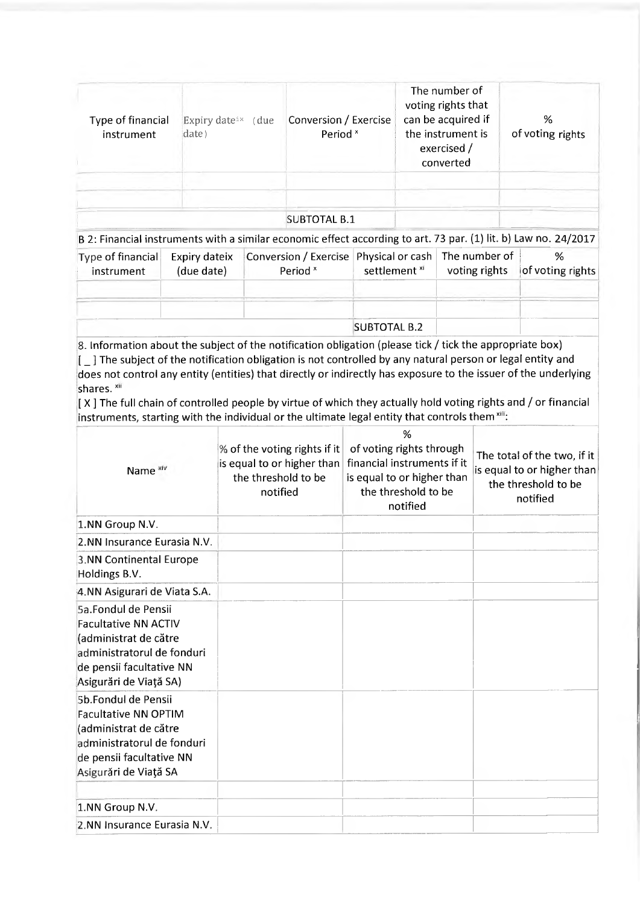| Type of financial instrument | Expiry date[ix] (due date) | Conversion / Exercise Period [x] | The number of voting rights that can be acquired if the instrument is exercised / converted | % of voting rights |
|---|---|---|---|---|
| | | | | |
| | | | | |
| | | SUBTOTAL B.1 | | |

B 2: Financial instruments with a similar economic effect according to art. 73 par. (1) lit. b) Law no. 24/2017

| Type of financial instrument | Expiry dateix (due date) | Conversion / Exercise Period [x] | Physical or cash settlement [xi] | The number of voting rights | % of voting rights |
|---|---|---|---|---|---|
| | | | | | |
| | | | | | |
| | | | SUBTOTAL B.2 | | |

8. Information about the subject of the notification obligation (please tick / tick the appropriate box)

[ _ ] The subject of the notification obligation is not controlled by any natural person or legal entity and does not control any entity (entities) that directly or indirectly has exposure to the issuer of the underlying shares. [xii]

[ X ] The full chain of controlled people by virtue of which they actually hold voting rights and / or financial instruments, starting with the individual or the ultimate legal entity that controls them [xiii]:

| Name [xiv] | % of the voting rights if it is equal to or higher than the threshold to be notified | % of voting rights through financial instruments if it is equal to or higher than the threshold to be notified | The total of the two, if it is equal to or higher than the threshold to be notified |
|---|---|---|---|
| 1.NN Group N.V. | | | |
| 2.NN Insurance Eurasia N.V. | | | |
| 3.NN Continental Europe Holdings B.V. | | | |
| 4.NN Asigurari de Viata S.A. | | | |
| 5a.Fondul de Pensii Facultative NN ACTIV (administrat de către administratorul de fonduri de pensii facultative NN Asigurări de Viaţă SA) | | | |
| 5b.Fondul de Pensii Facultative NN OPTIM (administrat de către administratorul de fonduri de pensii facultative NN Asigurări de Viaţă SA | | | |
| | | | |
| 1.NN Group N.V. | | | |
| 2.NN Insurance Eurasia N.V. | | | |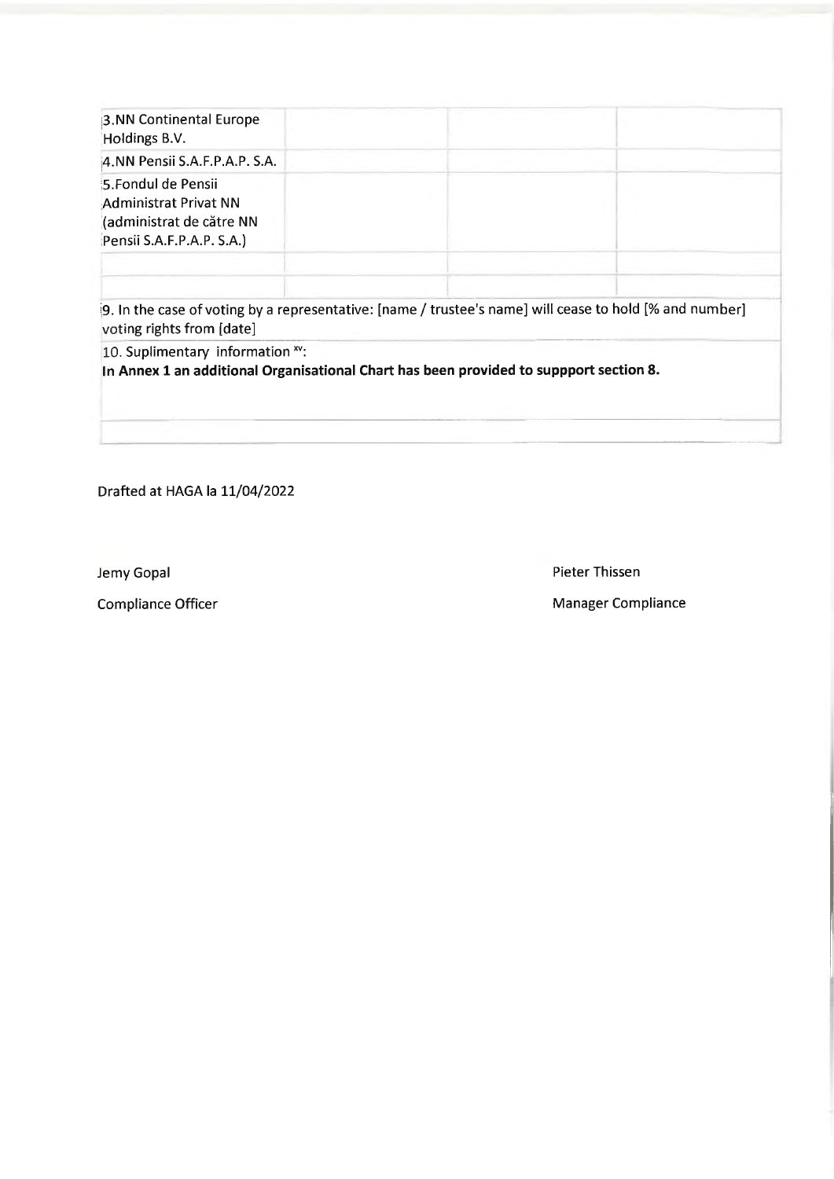| | | | |
|---|---|---|---|
| 3.NN Continental Europe Holdings B.V. | | | |
| 4.NN Pensii S.A.F.P.A.P. S.A. | | | |
| 5.Fondul de Pensii Administrat Privat NN (administrat de către NN Pensii S.A.F.P.A.P. S.A.) | | | |
| | | | |
| | | | |

9. In the case of voting by a representative: [name / trustee's name] will cease to hold [% and number] voting rights from [date]

10. Suplimentary information [xv]:

**In Annex 1 an additional Organisational Chart has been provided to suppport section 8.**

Drafted at HAGA la 11/04/2022

Jemy Gopal

Compliance Officer

Pieter Thissen

Manager Compliance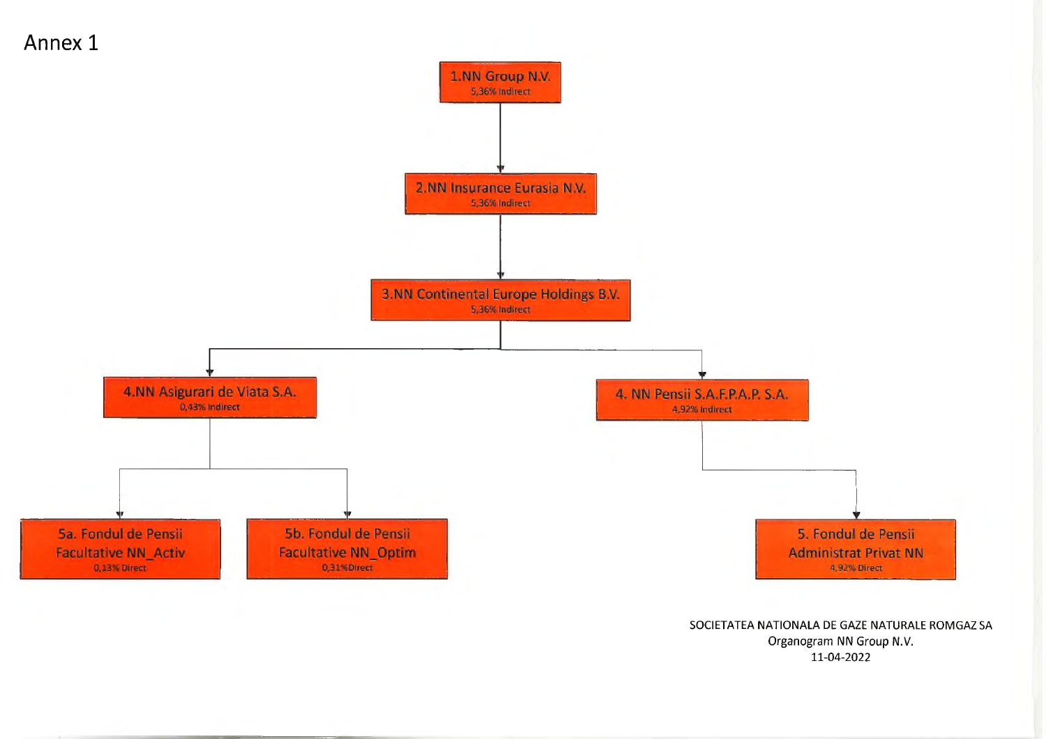Annex 1

1.NN Group N.V.
5,36% Indirect

2.NN Insurance Eurasia N.V.
5,36% Indirect

3.NN Continental Europe Holdings B.V.
5,36% Indirect

4.NN Asigurari de Viata S.A.
0,43% Indirect

4. NN Pensii S.A.F.P.A.P. S.A.
4,92% Indirect

5a. Fondul de Pensii Facultative NN_Activ
0,13% Direct

5b. Fondul de Pensii Facultative NN_Optim
0,31%Direct

5. Fondul de Pensii Administrat Privat NN
4,92% Direct

SOCIETATEA NATIONALA DE GAZE NATURALE ROMGAZ SA
Organogram NN Group N.V.
11-04-2022